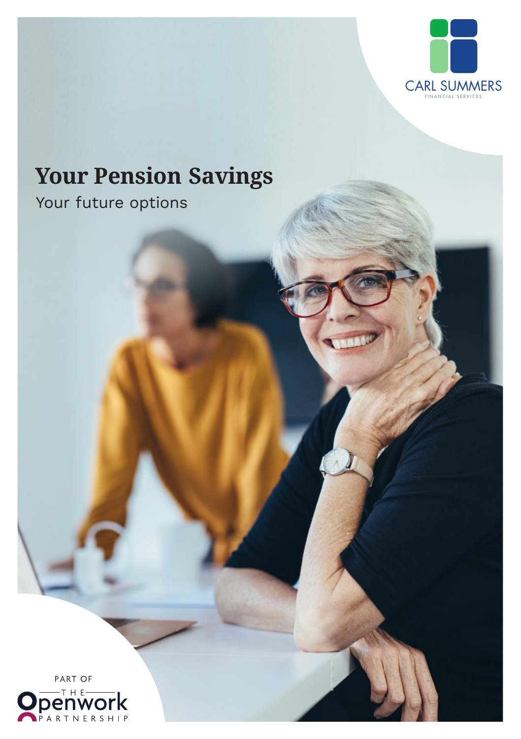CARL SUMMERS
FINANCIAL SERVICES

# Your Pension Savings

Your future options

PART OF
THE Openwork PARTNERSHIP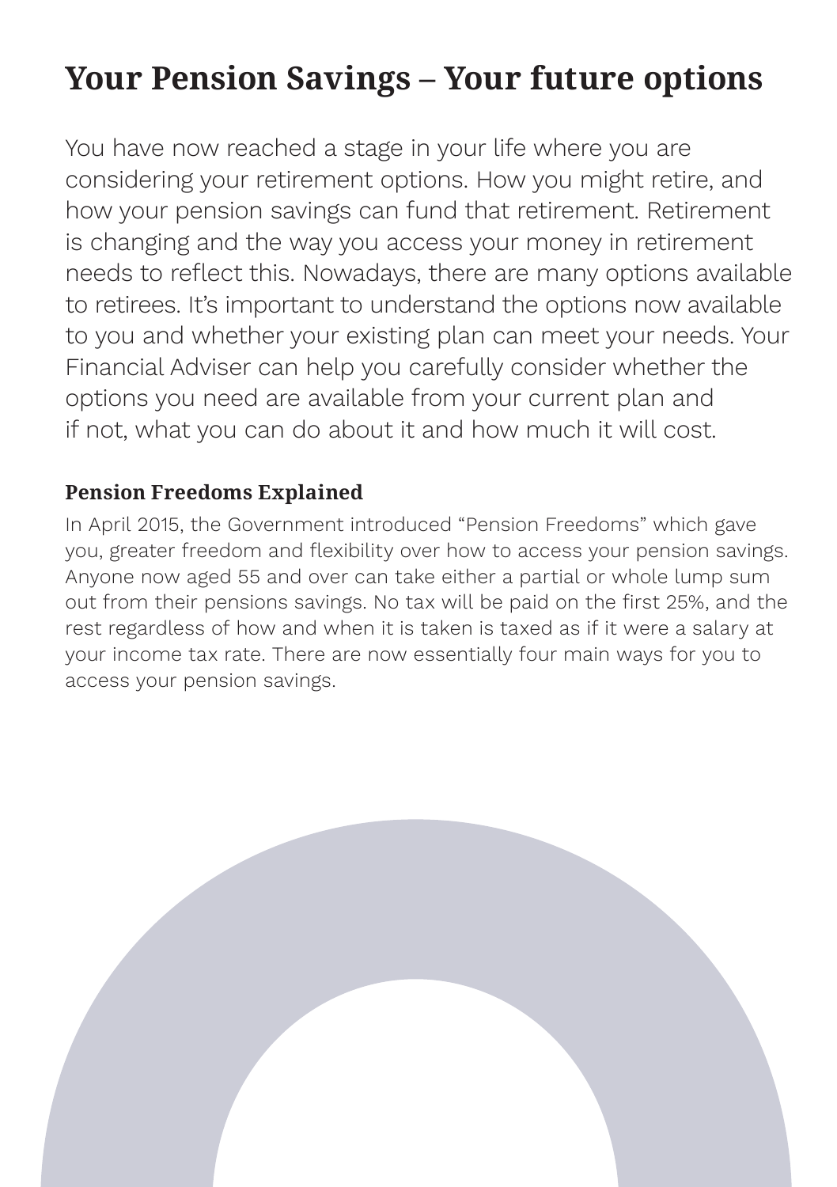# Your Pension Savings – Your future options

You have now reached a stage in your life where you are considering your retirement options. How you might retire, and how your pension savings can fund that retirement. Retirement is changing and the way you access your money in retirement needs to reflect this. Nowadays, there are many options available to retirees. It's important to understand the options now available to you and whether your existing plan can meet your needs. Your Financial Adviser can help you carefully consider whether the options you need are available from your current plan and if not, what you can do about it and how much it will cost.

### Pension Freedoms Explained

In April 2015, the Government introduced "Pension Freedoms" which gave you, greater freedom and flexibility over how to access your pension savings. Anyone now aged 55 and over can take either a partial or whole lump sum out from their pensions savings. No tax will be paid on the first 25%, and the rest regardless of how and when it is taken is taxed as if it were a salary at your income tax rate. There are now essentially four main ways for you to access your pension savings.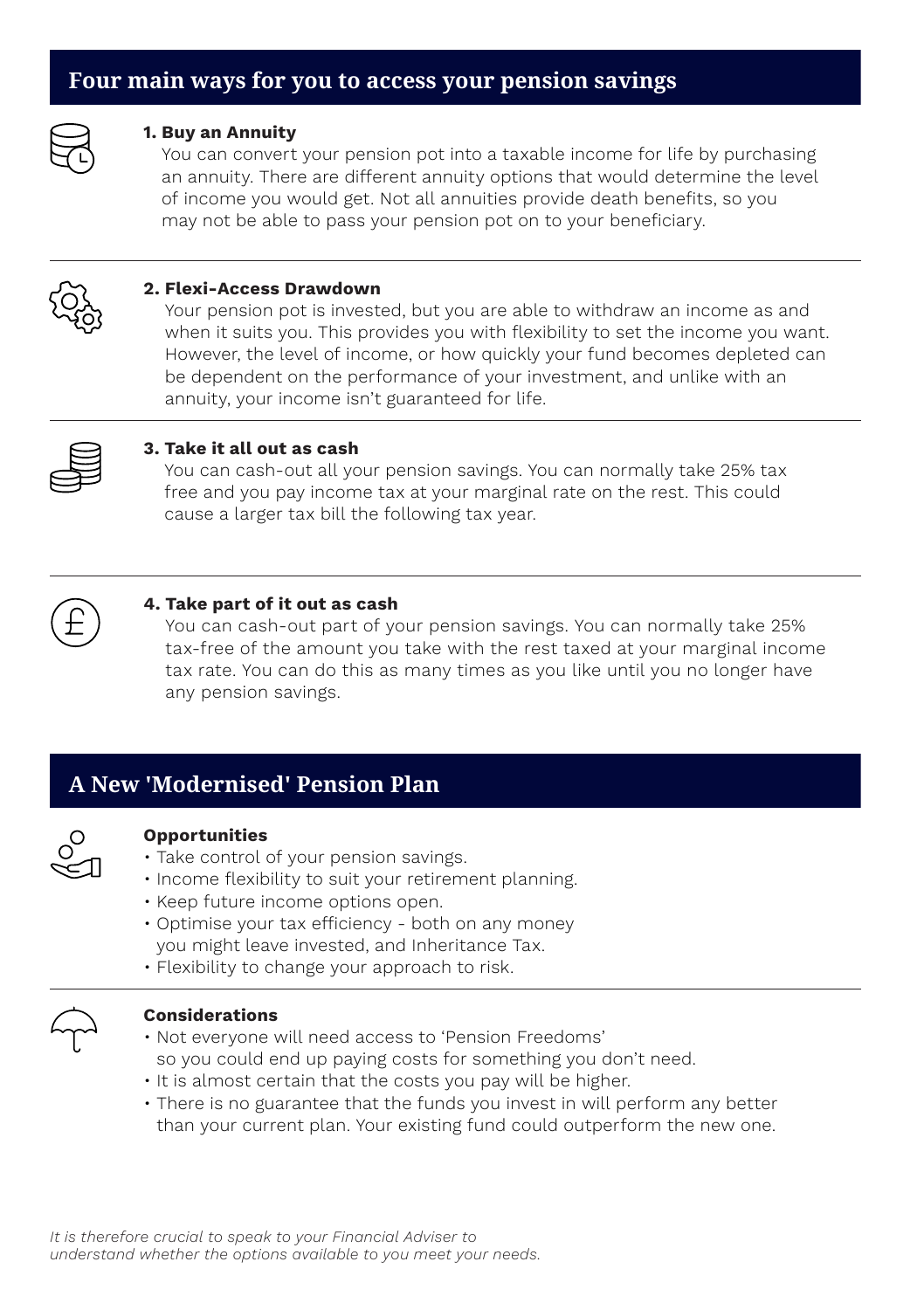## Four main ways for you to access your pension savings

### 1. Buy an Annuity

You can convert your pension pot into a taxable income for life by purchasing an annuity. There are different annuity options that would determine the level of income you would get. Not all annuities provide death benefits, so you may not be able to pass your pension pot on to your beneficiary.

### 2. Flexi-Access Drawdown

Your pension pot is invested, but you are able to withdraw an income as and when it suits you. This provides you with flexibility to set the income you want. However, the level of income, or how quickly your fund becomes depleted can be dependent on the performance of your investment, and unlike with an annuity, your income isn't guaranteed for life.

### 3. Take it all out as cash

You can cash-out all your pension savings. You can normally take 25% tax free and you pay income tax at your marginal rate on the rest. This could cause a larger tax bill the following tax year.

### 4. Take part of it out as cash

You can cash-out part of your pension savings. You can normally take 25% tax-free of the amount you take with the rest taxed at your marginal income tax rate. You can do this as many times as you like until you no longer have any pension savings.

## A New 'Modernised' Pension Plan

### Opportunities

- Take control of your pension savings.
- Income flexibility to suit your retirement planning.
- Keep future income options open.
- Optimise your tax efficiency - both on any money you might leave invested, and Inheritance Tax.
- Flexibility to change your approach to risk.

### Considerations

- Not everyone will need access to 'Pension Freedoms' so you could end up paying costs for something you don't need.
- It is almost certain that the costs you pay will be higher.
- There is no guarantee that the funds you invest in will perform any better than your current plan. Your existing fund could outperform the new one.

*It is therefore crucial to speak to your Financial Adviser to understand whether the options available to you meet your needs.*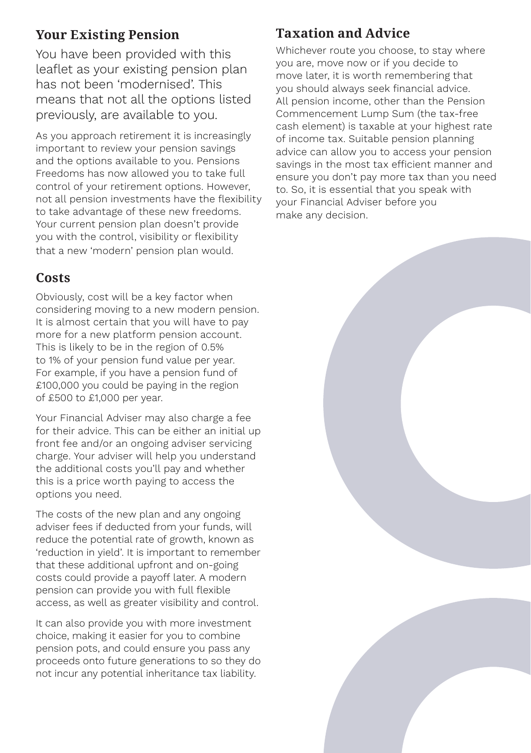## Your Existing Pension

You have been provided with this leaflet as your existing pension plan has not been 'modernised'. This means that not all the options listed previously, are available to you.

As you approach retirement it is increasingly important to review your pension savings and the options available to you. Pensions Freedoms has now allowed you to take full control of your retirement options. However, not all pension investments have the flexibility to take advantage of these new freedoms. Your current pension plan doesn't provide you with the control, visibility or flexibility that a new 'modern' pension plan would.

## Costs

Obviously, cost will be a key factor when considering moving to a new modern pension. It is almost certain that you will have to pay more for a new platform pension account. This is likely to be in the region of 0.5% to 1% of your pension fund value per year. For example, if you have a pension fund of £100,000 you could be paying in the region of £500 to £1,000 per year.

Your Financial Adviser may also charge a fee for their advice. This can be either an initial up front fee and/or an ongoing adviser servicing charge. Your adviser will help you understand the additional costs you'll pay and whether this is a price worth paying to access the options you need.

The costs of the new plan and any ongoing adviser fees if deducted from your funds, will reduce the potential rate of growth, known as 'reduction in yield'. It is important to remember that these additional upfront and on-going costs could provide a payoff later. A modern pension can provide you with full flexible access, as well as greater visibility and control.

It can also provide you with more investment choice, making it easier for you to combine pension pots, and could ensure you pass any proceeds onto future generations to so they do not incur any potential inheritance tax liability.

## Taxation and Advice

Whichever route you choose, to stay where you are, move now or if you decide to move later, it is worth remembering that you should always seek financial advice. All pension income, other than the Pension Commencement Lump Sum (the tax-free cash element) is taxable at your highest rate of income tax. Suitable pension planning advice can allow you to access your pension savings in the most tax efficient manner and ensure you don't pay more tax than you need to. So, it is essential that you speak with your Financial Adviser before you make any decision.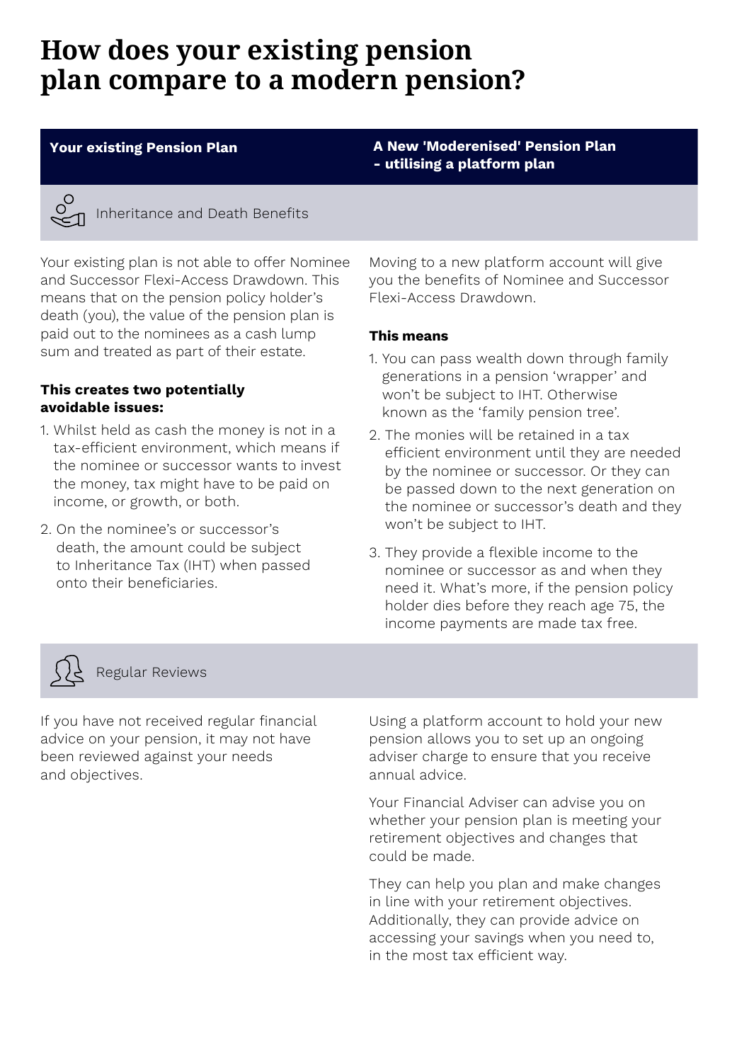# How does your existing pension plan compare to a modern pension?

| Your existing Pension Plan | A New 'Moderenised' Pension Plan - utilising a platform plan |
| --- | --- |

## Inheritance and Death Benefits

### Your existing Pension Plan

Your existing plan is not able to offer Nominee and Successor Flexi-Access Drawdown. This means that on the pension policy holder's death (you), the value of the pension plan is paid out to the nominees as a cash lump sum and treated as part of their estate.

**This creates two potentially avoidable issues:**

1. Whilst held as cash the money is not in a tax-efficient environment, which means if the nominee or successor wants to invest the money, tax might have to be paid on income, or growth, or both.
2. On the nominee's or successor's death, the amount could be subject to Inheritance Tax (IHT) when passed onto their beneficiaries.

### A New 'Moderenised' Pension Plan - utilising a platform plan

Moving to a new platform account will give you the benefits of Nominee and Successor Flexi-Access Drawdown.

**This means**

1. You can pass wealth down through family generations in a pension 'wrapper' and won't be subject to IHT. Otherwise known as the 'family pension tree'.
2. The monies will be retained in a tax efficient environment until they are needed by the nominee or successor. Or they can be passed down to the next generation on the nominee or successor's death and they won't be subject to IHT.
3. They provide a flexible income to the nominee or successor as and when they need it. What's more, if the pension policy holder dies before they reach age 75, the income payments are made tax free.

## Regular Reviews

### Your existing Pension Plan

If you have not received regular financial advice on your pension, it may not have been reviewed against your needs and objectives.

### A New 'Moderenised' Pension Plan - utilising a platform plan

Using a platform account to hold your new pension allows you to set up an ongoing adviser charge to ensure that you receive annual advice.

Your Financial Adviser can advise you on whether your pension plan is meeting your retirement objectives and changes that could be made.

They can help you plan and make changes in line with your retirement objectives. Additionally, they can provide advice on accessing your savings when you need to, in the most tax efficient way.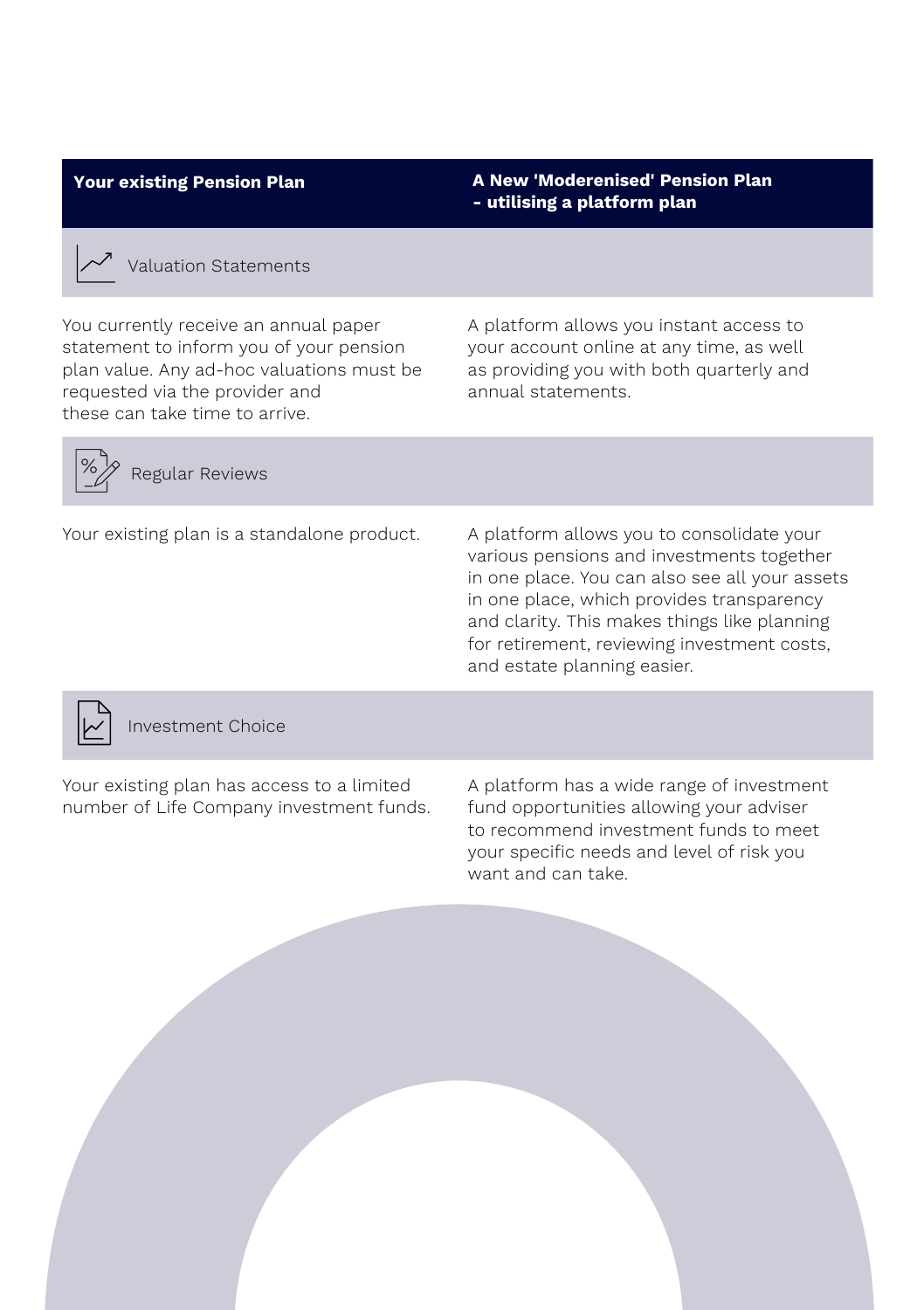| Your existing Pension Plan | A New 'Moderenised' Pension Plan - utilising a platform plan |
|---|---|
| **Valuation Statements** | |
| You currently receive an annual paper statement to inform you of your pension plan value. Any ad-hoc valuations must be requested via the provider and these can take time to arrive. | A platform allows you instant access to your account online at any time, as well as providing you with both quarterly and annual statements. |
| **Regular Reviews** | |
| Your existing plan is a standalone product. | A platform allows you to consolidate your various pensions and investments together in one place. You can also see all your assets in one place, which provides transparency and clarity. This makes things like planning for retirement, reviewing investment costs, and estate planning easier. |
| **Investment Choice** | |
| Your existing plan has access to a limited number of Life Company investment funds. | A platform has a wide range of investment fund opportunities allowing your adviser to recommend investment funds to meet your specific needs and level of risk you want and can take. |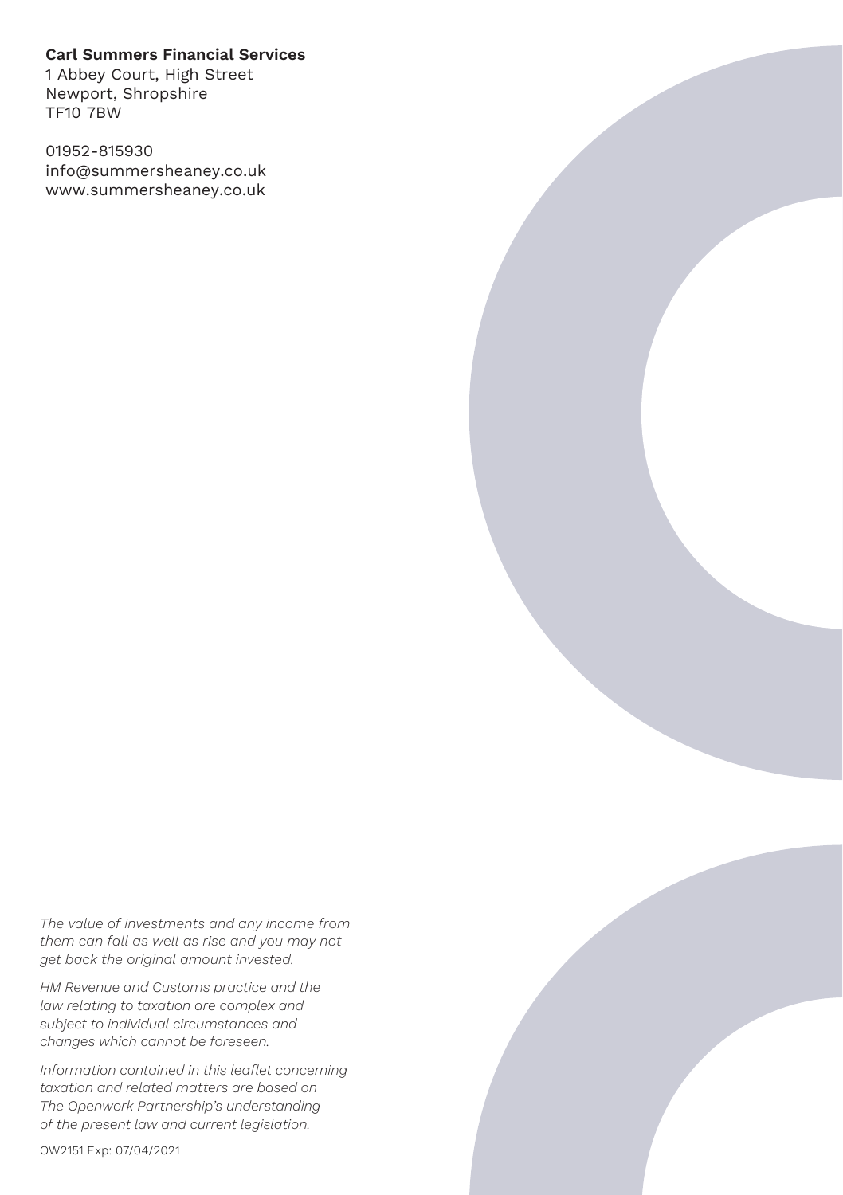**Carl Summers Financial Services**
1 Abbey Court, High Street
Newport, Shropshire
TF10 7BW

01952-815930
info@summersheaney.co.uk
www.summersheaney.co.uk

*The value of investments and any income from them can fall as well as rise and you may not get back the original amount invested.*

*HM Revenue and Customs practice and the law relating to taxation are complex and subject to individual circumstances and changes which cannot be foreseen.*

*Information contained in this leaflet concerning taxation and related matters are based on The Openwork Partnership's understanding of the present law and current legislation.*

OW2151 Exp: 07/04/2021